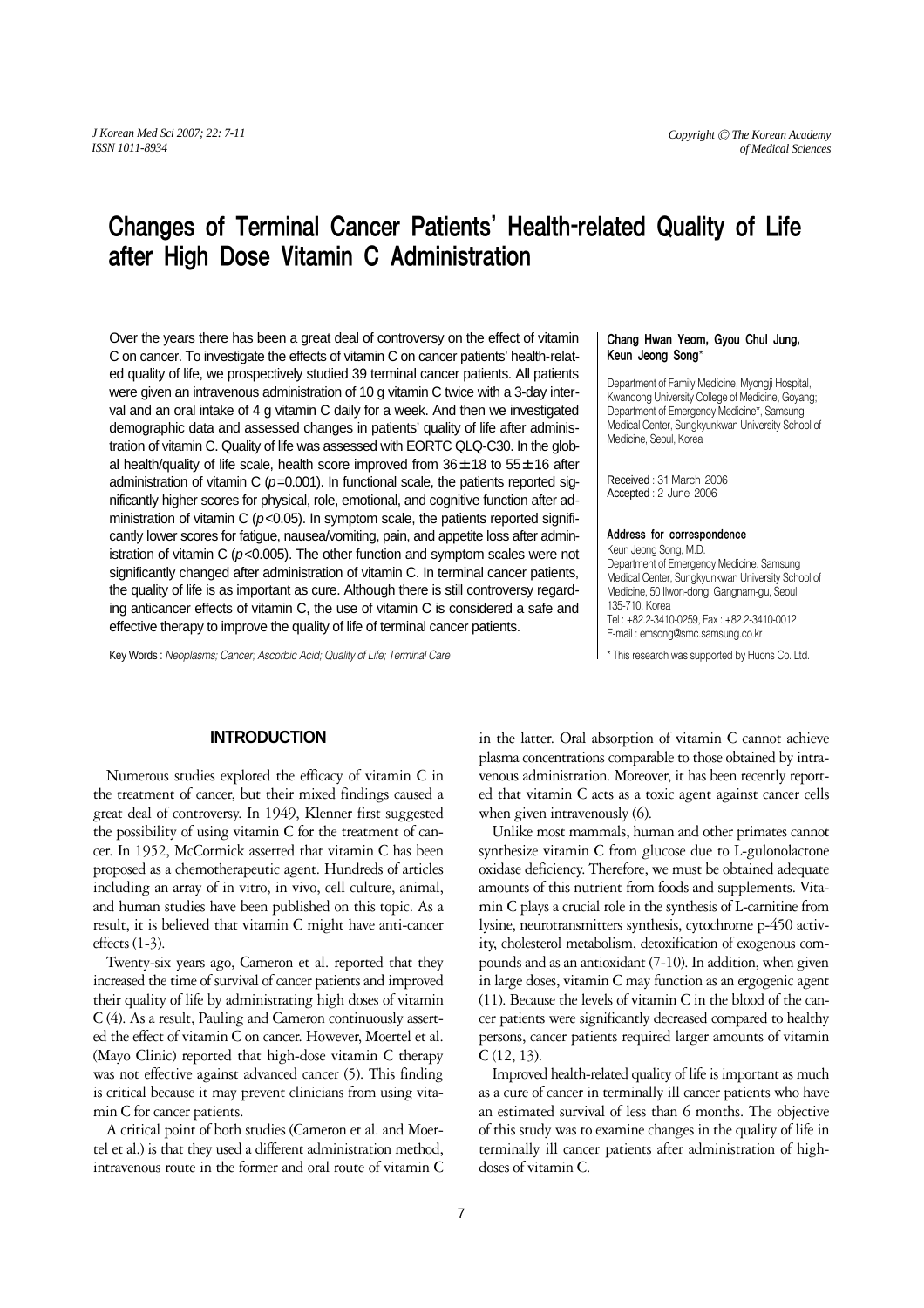# Changes of Terminal Cancer Patients' Health-related Quality of Life after High Dose Vitamin C Administration

Over the years there has been a great deal of controversy on the effect of vitamin C on cancer. To investigate the effects of vitamin C on cancer patients' health-related quality of life, we prospectively studied 39 terminal cancer patients. All patients were given an intravenous administration of 10 g vitamin C twice with a 3-day interval and an oral intake of 4 g vitamin C daily for a week. And then we investigated demographic data and assessed changes in patients' quality of life after administration of vitamin C. Quality of life was assessed with EORTC QLQ-C30. In the global health/quality of life scale, health score improved from 36±18 to 55±16 after administration of vitamin C ($p$=0.001). In functional scale, the patients reported significantly higher scores for physical, role, emotional, and cognitive function after administration of vitamin C ($p$<0.05). In symptom scale, the patients reported significantly lower scores for fatigue, nausea/vomiting, pain, and appetite loss after administration of vitamin C ($p$<0.005). The other function and symptom scales were not significantly changed after administration of vitamin C. In terminal cancer patients, the quality of life is as important as cure. Although there is still controversy regarding anticancer effects of vitamin C, the use of vitamin C is considered a safe and effective therapy to improve the quality of life of terminal cancer patients.

Key Words : *Neoplasms; Cancer; Ascorbic Acid; Quality of Life; Terminal Care*

**Chang Hwan Yeom, Gyou Chul Jung, Keun Jeong Song***

Department of Family Medicine, Myongji Hospital, Kwandong University College of Medicine, Goyang; Department of Emergency Medicine*, Samsung Medical Center, Sungkyunkwan University School of Medicine, Seoul, Korea

Received : 31 March 2006
Accepted : 2 June 2006

**Address for correspondence**
Keun Jeong Song, M.D.
Department of Emergency Medicine, Samsung Medical Center, Sungkyunkwan University School of Medicine, 50 Ilwon-dong, Gangnam-gu, Seoul 135-710, Korea
Tel : +82.2-3410-0259, Fax : +82.2-3410-0012
E-mail : emsong@smc.samsung.co.kr

* This research was supported by Huons Co. Ltd.

## INTRODUCTION

Numerous studies explored the efficacy of vitamin C in the treatment of cancer, but their mixed findings caused a great deal of controversy. In 1949, Klenner first suggested the possibility of using vitamin C for the treatment of cancer. In 1952, McCormick asserted that vitamin C has been proposed as a chemotherapeutic agent. Hundreds of articles including an array of in vitro, in vivo, cell culture, animal, and human studies have been published on this topic. As a result, it is believed that vitamin C might have anti-cancer effects (1-3).

Twenty-six years ago, Cameron et al. reported that they increased the time of survival of cancer patients and improved their quality of life by administrating high doses of vitamin C (4). As a result, Pauling and Cameron continuously asserted the effect of vitamin C on cancer. However, Moertel et al. (Mayo Clinic) reported that high-dose vitamin C therapy was not effective against advanced cancer (5). This finding is critical because it may prevent clinicians from using vitamin C for cancer patients.

A critical point of both studies (Cameron et al. and Moertel et al.) is that they used a different administration method, intravenous route in the former and oral route of vitamin C in the latter. Oral absorption of vitamin C cannot achieve plasma concentrations comparable to those obtained by intravenous administration. Moreover, it has been recently reported that vitamin C acts as a toxic agent against cancer cells when given intravenously (6).

Unlike most mammals, human and other primates cannot synthesize vitamin C from glucose due to L-gulonolactone oxidase deficiency. Therefore, we must be obtained adequate amounts of this nutrient from foods and supplements. Vitamin C plays a crucial role in the synthesis of L-carnitine from lysine, neurotransmitters synthesis, cytochrome p-450 activity, cholesterol metabolism, detoxification of exogenous compounds and as an antioxidant (7-10). In addition, when given in large doses, vitamin C may function as an ergogenic agent (11). Because the levels of vitamin C in the blood of the cancer patients were significantly decreased compared to healthy persons, cancer patients required larger amounts of vitamin C (12, 13).

Improved health-related quality of life is important as much as a cure of cancer in terminally ill cancer patients who have an estimated survival of less than 6 months. The objective of this study was to examine changes in the quality of life in terminally ill cancer patients after administration of high-doses of vitamin C.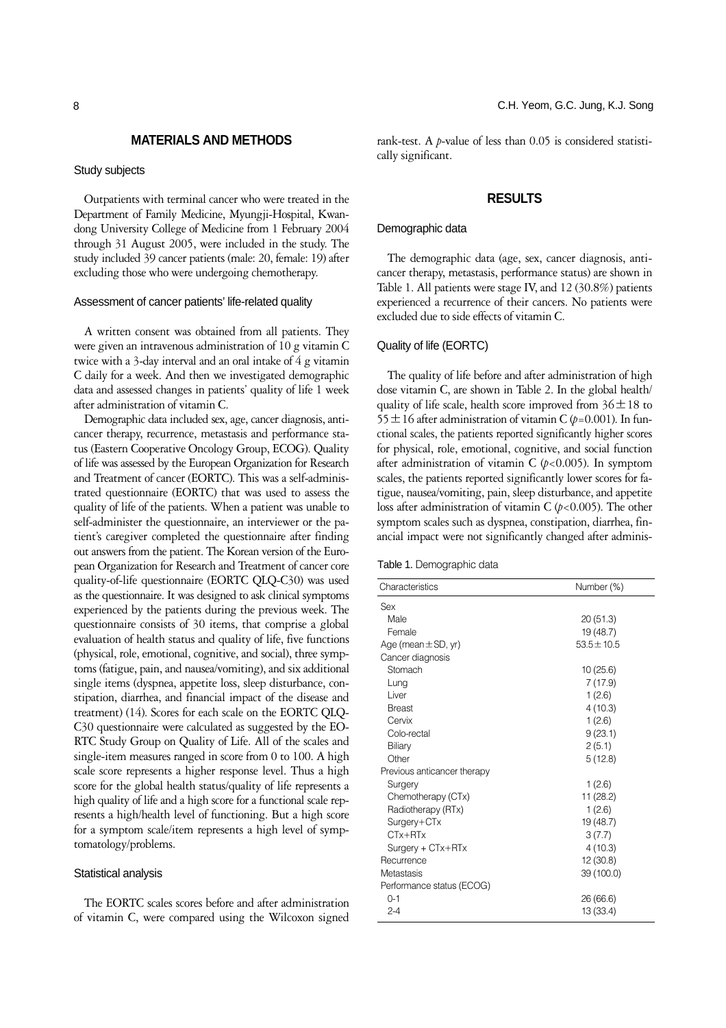## MATERIALS AND METHODS

### Study subjects

Outpatients with terminal cancer who were treated in the Department of Family Medicine, Myungji-Hospital, Kwandong University College of Medicine from 1 February 2004 through 31 August 2005, were included in the study. The study included 39 cancer patients (male: 20, female: 19) after excluding those who were undergoing chemotherapy.

### Assessment of cancer patients' life-related quality

A written consent was obtained from all patients. They were given an intravenous administration of 10 g vitamin C twice with a 3-day interval and an oral intake of 4 g vitamin C daily for a week. And then we investigated demographic data and assessed changes in patients' quality of life 1 week after administration of vitamin C.

Demographic data included sex, age, cancer diagnosis, anticancer therapy, recurrence, metastasis and performance status (Eastern Cooperative Oncology Group, ECOG). Quality of life was assessed by the European Organization for Research and Treatment of cancer (EORTC). This was a self-administrated questionnaire (EORTC) that was used to assess the quality of life of the patients. When a patient was unable to self-administer the questionnaire, an interviewer or the patient's caregiver completed the questionnaire after finding out answers from the patient. The Korean version of the European Organization for Research and Treatment of cancer core quality-of-life questionnaire (EORTC QLQ-C30) was used as the questionnaire. It was designed to ask clinical symptoms experienced by the patients during the previous week. The questionnaire consists of 30 items, that comprise a global evaluation of health status and quality of life, five functions (physical, role, emotional, cognitive, and social), three symptoms (fatigue, pain, and nausea/vomiting), and six additional single items (dyspnea, appetite loss, sleep disturbance, constipation, diarrhea, and financial impact of the disease and treatment) (14). Scores for each scale on the EORTC QLQ-C30 questionnaire were calculated as suggested by the EORTC Study Group on Quality of Life. All of the scales and single-item measures ranged in score from 0 to 100. A high scale score represents a higher response level. Thus a high score for the global health status/quality of life represents a high quality of life and a high score for a functional scale represents a high/health level of functioning. But a high score for a symptom scale/item represents a high level of symptomatology/problems.

### Statistical analysis

The EORTC scales scores before and after administration of vitamin C, were compared using the Wilcoxon signed rank-test. A $p$-value of less than 0.05 is considered statistically significant.

## RESULTS

### Demographic data

The demographic data (age, sex, cancer diagnosis, anticancer therapy, metastasis, performance status) are shown in Table 1. All patients were stage IV, and 12 (30.8%) patients experienced a recurrence of their cancers. No patients were excluded due to side effects of vitamin C.

### Quality of life (EORTC)

The quality of life before and after administration of high dose vitamin C, are shown in Table 2. In the global health/quality of life scale, health score improved from $36\pm18$ to $55\pm16$ after administration of vitamin C ($p$=0.001). In functional scales, the patients reported significantly higher scores for physical, role, emotional, cognitive, and social function after administration of vitamin C ($p<0.005$). In symptom scales, the patients reported significantly lower scores for fatigue, nausea/vomiting, pain, sleep disturbance, and appetite loss after administration of vitamin C ($p<0.005$). The other symptom scales such as dyspnea, constipation, diarrhea, financial impact were not significantly changed after adminis-

Table 1. Demographic data

| Characteristics | Number (%) |
|---|---|
| Sex | |
| Male | 20 (51.3) |
| Female | 19 (48.7) |
| Age (mean±SD, yr) | 53.5±10.5 |
| Cancer diagnosis | |
| Stomach | 10 (25.6) |
| Lung | 7 (17.9) |
| Liver | 1 (2.6) |
| Breast | 4 (10.3) |
| Cervix | 1 (2.6) |
| Colo-rectal | 9 (23.1) |
| Biliary | 2 (5.1) |
| Other | 5 (12.8) |
| Previous anticancer therapy | |
| Surgery | 1 (2.6) |
| Chemotherapy (CTx) | 11 (28.2) |
| Radiotherapy (RTx) | 1 (2.6) |
| Surgery+CTx | 19 (48.7) |
| CTx+RTx | 3 (7.7) |
| Surgery + CTx+RTx | 4 (10.3) |
| Recurrence | 12 (30.8) |
| Metastasis | 39 (100.0) |
| Performance status (ECOG) | |
| 0-1 | 26 (66.6) |
| 2-4 | 13 (33.4) |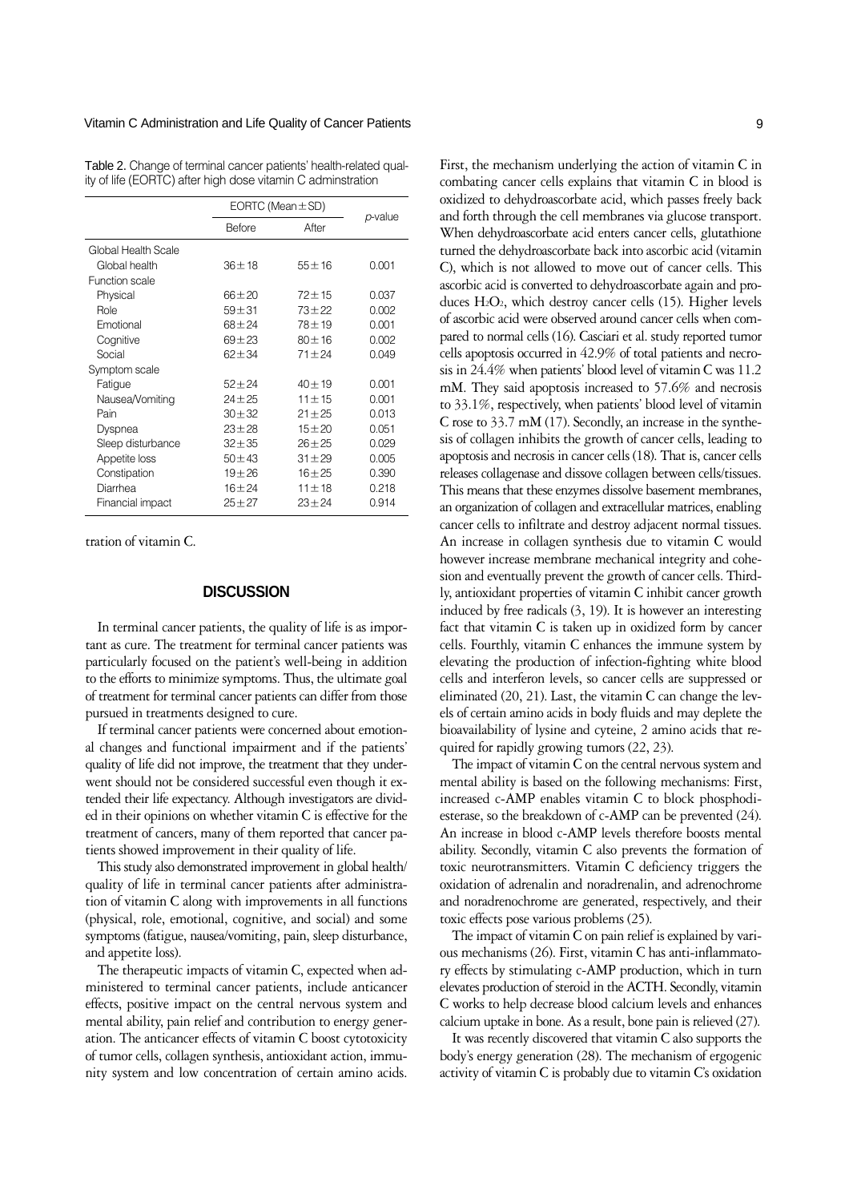Table 2. Change of terminal cancer patients' health-related quality of life (EORTC) after high dose vitamin C adminstration

| | EORTC (Mean±SD) | | *p*-value |
|---|---|---|---|
| | Before | After | |
| Global Health Scale | | | |
| Global health | 36±18 | 55±16 | 0.001 |
| Function scale | | | |
| Physical | 66±20 | 72±15 | 0.037 |
| Role | 59±31 | 73±22 | 0.002 |
| Emotional | 68±24 | 78±19 | 0.001 |
| Cognitive | 69±23 | 80±16 | 0.002 |
| Social | 62±34 | 71±24 | 0.049 |
| Symptom scale | | | |
| Fatigue | 52±24 | 40±19 | 0.001 |
| Nausea/Vomiting | 24±25 | 11±15 | 0.001 |
| Pain | 30±32 | 21±25 | 0.013 |
| Dyspnea | 23±28 | 15±20 | 0.051 |
| Sleep disturbance | 32±35 | 26±25 | 0.029 |
| Appetite loss | 50±43 | 31±29 | 0.005 |
| Constipation | 19±26 | 16±25 | 0.390 |
| Diarrhea | 16±24 | 11±18 | 0.218 |
| Financial impact | 25±27 | 23±24 | 0.914 |

tration of vitamin C.

## DISCUSSION

In terminal cancer patients, the quality of life is as important as cure. The treatment for terminal cancer patients was particularly focused on the patient's well-being in addition to the efforts to minimize symptoms. Thus, the ultimate goal of treatment for terminal cancer patients can differ from those pursued in treatments designed to cure.

If terminal cancer patients were concerned about emotional changes and functional impairment and if the patients' quality of life did not improve, the treatment that they underwent should not be considered successful even though it extended their life expectancy. Although investigators are divided in their opinions on whether vitamin C is effective for the treatment of cancers, many of them reported that cancer patients showed improvement in their quality of life.

This study also demonstrated improvement in global health/quality of life in terminal cancer patients after administration of vitamin C along with improvements in all functions (physical, role, emotional, cognitive, and social) and some symptoms (fatigue, nausea/vomiting, pain, sleep disturbance, and appetite loss).

The therapeutic impacts of vitamin C, expected when administered to terminal cancer patients, include anticancer effects, positive impact on the central nervous system and mental ability, pain relief and contribution to energy generation. The anticancer effects of vitamin C boost cytotoxicity of tumor cells, collagen synthesis, antioxidant action, immunity system and low concentration of certain amino acids.

First, the mechanism underlying the action of vitamin C in combating cancer cells explains that vitamin C in blood is oxidized to dehydroascorbate acid, which passes freely back and forth through the cell membranes via glucose transport. When dehydroascorbate acid enters cancer cells, glutathione turned the dehydroascorbate back into ascorbic acid (vitamin C), which is not allowed to move out of cancer cells. This ascorbic acid is converted to dehydroascorbate again and produces $H_2O_2$, which destroy cancer cells (15). Higher levels of ascorbic acid were observed around cancer cells when compared to normal cells (16). Casciari et al. study reported tumor cells apoptosis occurred in 42.9% of total patients and necrosis in 24.4% when patients' blood level of vitamin C was 11.2 mM. They said apoptosis increased to 57.6% and necrosis to 33.1%, respectively, when patients' blood level of vitamin C rose to 33.7 mM (17). Secondly, an increase in the synthesis of collagen inhibits the growth of cancer cells, leading to apoptosis and necrosis in cancer cells (18). That is, cancer cells releases collagenase and dissove collagen between cells/tissues. This means that these enzymes dissolve basement membranes, an organization of collagen and extracellular matrices, enabling cancer cells to infiltrate and destroy adjacent normal tissues. An increase in collagen synthesis due to vitamin C would however increase membrane mechanical integrity and cohesion and eventually prevent the growth of cancer cells. Thirdly, antioxidant properties of vitamin C inhibit cancer growth induced by free radicals (3, 19). It is however an interesting fact that vitamin C is taken up in oxidized form by cancer cells. Fourthly, vitamin C enhances the immune system by elevating the production of infection-fighting white blood cells and interferon levels, so cancer cells are suppressed or eliminated (20, 21). Last, the vitamin C can change the levels of certain amino acids in body fluids and may deplete the bioavailability of lysine and cyteine, 2 amino acids that required for rapidly growing tumors (22, 23).

The impact of vitamin C on the central nervous system and mental ability is based on the following mechanisms: First, increased c-AMP enables vitamin C to block phosphodiesterase, so the breakdown of c-AMP can be prevented (24). An increase in blood c-AMP levels therefore boosts mental ability. Secondly, vitamin C also prevents the formation of toxic neurotransmitters. Vitamin C deficiency triggers the oxidation of adrenalin and noradrenalin, and adrenochrome and noradrenochrome are generated, respectively, and their toxic effects pose various problems (25).

The impact of vitamin C on pain relief is explained by various mechanisms (26). First, vitamin C has anti-inflammatory effects by stimulating c-AMP production, which in turn elevates production of steroid in the ACTH. Secondly, vitamin C works to help decrease blood calcium levels and enhances calcium uptake in bone. As a result, bone pain is relieved (27).

It was recently discovered that vitamin C also supports the body's energy generation (28). The mechanism of ergogenic activity of vitamin C is probably due to vitamin C's oxidation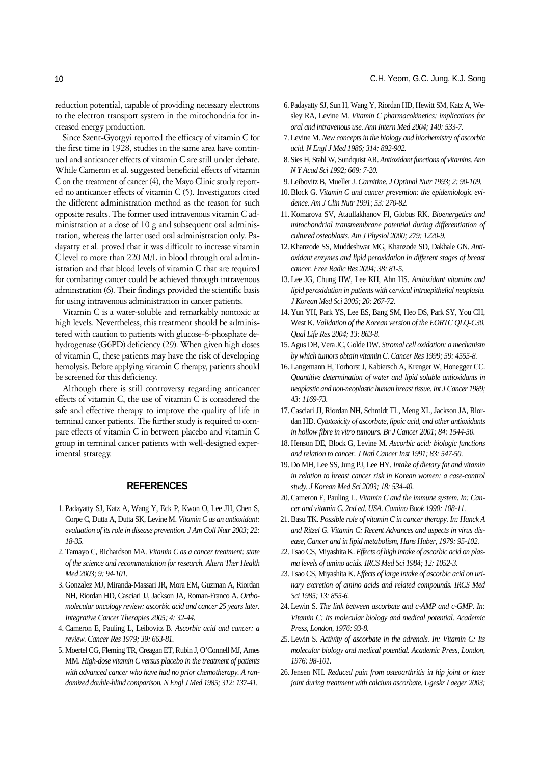reduction potential, capable of providing necessary electrons to the electron transport system in the mitochondria for increased energy production.

Since Szent-Gyorgyi reported the efficacy of vitamin C for the first time in 1928, studies in the same area have continued and anticancer effects of vitamin C are still under debate. While Cameron et al. suggested beneficial effects of vitamin C on the treatment of cancer (4), the Mayo Clinic study reported no anticancer effects of vitamin C (5). Investigators cited the different administration method as the reason for such opposite results. The former used intravenous vitamin C administration at a dose of 10 g and subsequent oral administration, whereas the latter used oral administration only. Padayatty et al. proved that it was difficult to increase vitamin C level to more than 220 M/L in blood through oral administration and that blood levels of vitamin C that are required for combating cancer could be achieved through intravenous adminstration (6). Their findings provided the scientific basis for using intravenous administration in cancer patients.

Vitamin C is a water-soluble and remarkably nontoxic at high levels. Nevertheless, this treatment should be administered with caution to patients with glucose-6-phosphate dehydrogenase (G6PD) deficiency (29). When given high doses of vitamin C, these patients may have the risk of developing hemolysis. Before applying vitamin C therapy, patients should be screened for this deficiency.

Although there is still controversy regarding anticancer effects of vitamin C, the use of vitamin C is considered the safe and effective therapy to improve the quality of life in terminal cancer patients. The further study is required to compare effects of vitamin C in between placebo and vitamin C group in terminal cancer patients with well-designed experimental strategy.

## REFERENCES

1. Padayatty SJ, Katz A, Wang Y, Eck P, Kwon O, Lee JH, Chen S, Corpe C, Dutta A, Dutta SK, Levine M. *Vitamin C as an antioxidant: evaluation of its role in disease prevention. J Am Coll Nutr 2003; 22: 18-35.*
2. Tamayo C, Richardson MA. *Vitamin C as a cancer treatment: state of the science and recommendation for research. Altern Ther Health Med 2003; 9: 94-101.*
3. Gonzalez MJ, Miranda-Massari JR, Mora EM, Guzman A, Riordan NH, Riordan HD, Casciari JJ, Jackson JA, Roman-Franco A. *Orthomolecular oncology review: ascorbic acid and cancer 25 years later. Integrative Cancer Therapies 2005; 4: 32-44.*
4. Cameron E, Pauling L, Leibovitz B. *Ascorbic acid and cancer: a review. Cancer Res 1979; 39: 663-81.*
5. Moertel CG, Fleming TR, Creagan ET, Rubin J, O'Connell MJ, Ames MM. *High-dose vitamin C versus placebo in the treatment of patients with advanced cancer who have had no prior chemotherapy. A randomized double-blind comparison. N Engl J Med 1985; 312: 137-41.*
6. Padayatty SJ, Sun H, Wang Y, Riordan HD, Hewitt SM, Katz A, Wesley RA, Levine M. *Vitamin C pharmacokinetics: implications for oral and intravenous use. Ann Intern Med 2004; 140: 533-7.*
7. Levine M. *New concepts in the biology and biochemistry of ascorbic acid. N Engl J Med 1986; 314: 892-902.*
8. Sies H, Stahl W, Sundquist AR. *Antioxidant functions of vitamins. Ann N Y Acad Sci 1992; 669: 7-20.*
9. Leibovitz B, Mueller J. *Carnitine. J Optimal Nutr 1993; 2: 90-109.*
10. Block G. *Vitamin C and cancer prevention: the epidemiologic evidence. Am J Clin Nutr 1991; 53: 270-82.*
11. Komarova SV, Ataullakhanov FI, Globus RK. *Bioenergetics and mitochondrial transmembrane potential during differentiation of cultured osteoblasts. Am J Physiol 2000; 279: 1220-9.*
12. Khanzode SS, Muddeshwar MG, Khanzode SD, Dakhale GN. *Antioxidant enzymes and lipid peroxidation in different stages of breast cancer. Free Radic Res 2004; 38: 81-5.*
13. Lee JG, Chung HW, Lee KH, Ahn HS. *Antioxidant vitamins and lipid peroxidation in patients with cervical intraepithelial neoplasia. J Korean Med Sci 2005; 20: 267-72.*
14. Yun YH, Park YS, Lee ES, Bang SM, Heo DS, Park SY, You CH, West K. *Validation of the Korean version of the EORTC QLQ-C30. Qual Life Res 2004; 13: 863-8.*
15. Agus DB, Vera JC, Golde DW. *Stromal cell oxidation: a mechanism by which tumors obtain vitamin C. Cancer Res 1999; 59: 4555-8.*
16. Langemann H, Torhorst J, Kabiersch A, Krenger W, Honegger CC. *Quantitive determination of water and lipid soluble antioxidants in neoplastic and non-neoplastic human breast tissue. Int J Cancer 1989; 43: 1169-73.*
17. Casciari JJ, Riordan NH, Schmidt TL, Meng XL, Jackson JA, Riordan HD. *Cytotoxicity of ascorbate, lipoic acid, and other antioxidants in hollow fibre in vitro tumours. Br J Cancer 2001; 84: 1544-50.*
18. Henson DE, Block G, Levine M. *Ascorbic acid: biologic functions and relation to cancer. J Natl Cancer Inst 1991; 83: 547-50.*
19. Do MH, Lee SS, Jung PJ, Lee HY. *Intake of dietary fat and vitamin in relation to breast cancer risk in Korean women: a case-control study. J Korean Med Sci 2003; 18: 534-40.*
20. Cameron E, Pauling L. *Vitamin C and the immune system. In: Cancer and vitamin C. 2nd ed. USA. Camino Book 1990: 108-11.*
21. Basu TK. *Possible role of vitamin C in cancer therapy. In: Hanck A and Ritzel G. Vitamin C: Recent Advances and aspects in virus disease, Cancer and in lipid metabolism, Hans Huber, 1979: 95-102.*
22. Tsao CS, Miyashita K. *Effects of high intake of ascorbic acid on plasma levels of amino acids. IRCS Med Sci 1984; 12: 1052-3.*
23. Tsao CS, Miyashita K. *Effects of large intake of ascorbic acid on urinary excretion of amino acids and related compounds. IRCS Med Sci 1985; 13: 855-6.*
24. Lewin S. *The link between ascorbate and c-AMP and c-GMP. In: Vitamin C: Its molecular biology and medical potential. Academic Press, London, 1976: 93-8.*
25. Lewin S. *Activity of ascorbate in the adrenals. In: Vitamin C: Its molecular biology and medical potential. Academic Press, London, 1976: 98-101.*
26. Jensen NH. *Reduced pain from osteoarthritis in hip joint or knee joint during treatment with calcium ascorbate. Ugeskr Laeger 2003;*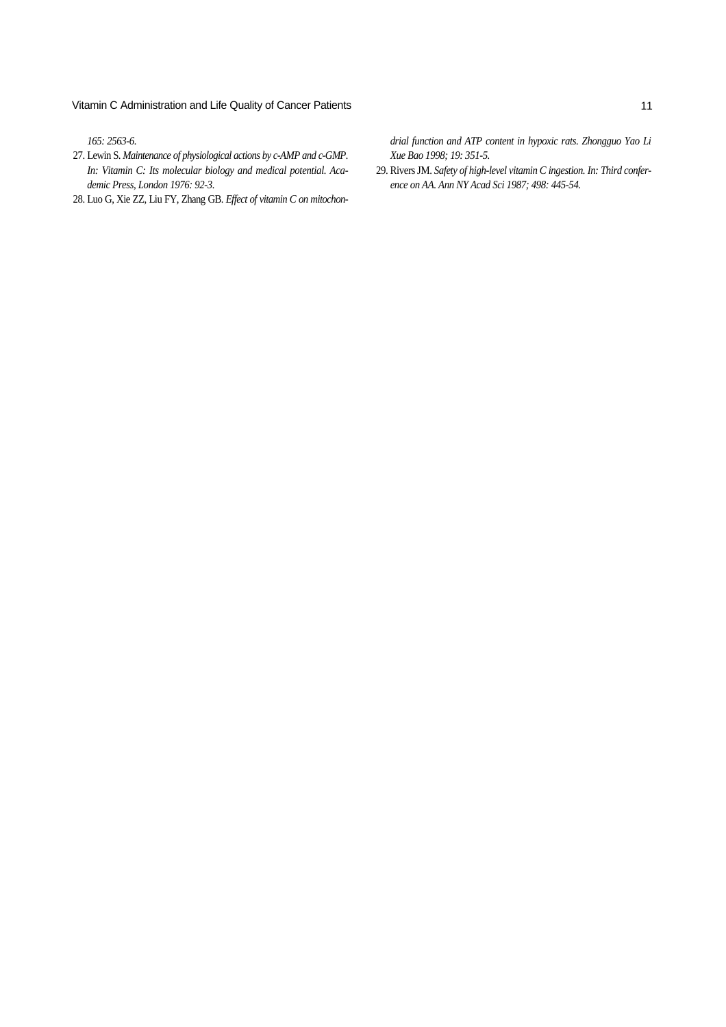*165: 2563-6.*

27. Lewin S. *Maintenance of physiological actions by c-AMP and c-GMP. In: Vitamin C: Its molecular biology and medical potential. Academic Press, London 1976: 92-3.*
28. Luo G, Xie ZZ, Liu FY, Zhang GB. *Effect of vitamin C on mitochondrial function and ATP content in hypoxic rats. Zhongguo Yao Li Xue Bao 1998; 19: 351-5.*
29. Rivers JM. *Safety of high-level vitamin C ingestion. In: Third conference on AA. Ann NY Acad Sci 1987; 498: 445-54.*